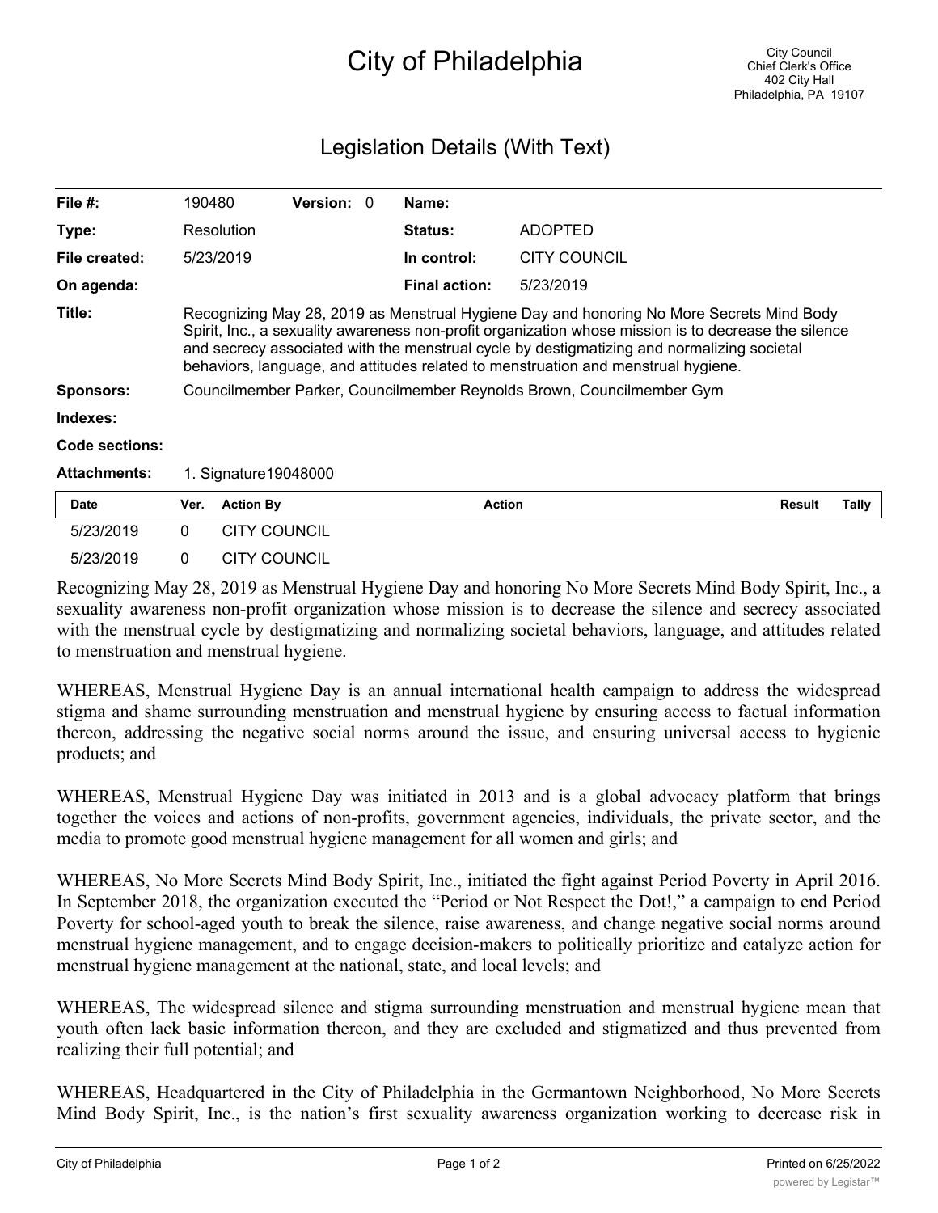# City of Philadelphia

City Council
Chief Clerk's Office
402 City Hall
Philadelphia, PA 19107

## Legislation Details (With Text)

| | | | | | |
|---|---|---|---|---|---|
| **File #:** | 190480 | **Version:** | 0 | **Name:** | |
| **Type:** | Resolution | | | **Status:** | ADOPTED |
| **File created:** | 5/23/2019 | | | **In control:** | CITY COUNCIL |
| **On agenda:** | | | | **Final action:** | 5/23/2019 |

**Title:** Recognizing May 28, 2019 as Menstrual Hygiene Day and honoring No More Secrets Mind Body Spirit, Inc., a sexuality awareness non-profit organization whose mission is to decrease the silence and secrecy associated with the menstrual cycle by destigmatizing and normalizing societal behaviors, language, and attitudes related to menstruation and menstrual hygiene.

**Sponsors:** Councilmember Parker, Councilmember Reynolds Brown, Councilmember Gym

**Indexes:**

**Code sections:**

**Attachments:** 1. Signature19048000

| Date | Ver. | Action By | Action | Result | Tally |
|---|---|---|---|---|---|
| 5/23/2019 | 0 | CITY COUNCIL | | | |
| 5/23/2019 | 0 | CITY COUNCIL | | | |

Recognizing May 28, 2019 as Menstrual Hygiene Day and honoring No More Secrets Mind Body Spirit, Inc., a sexuality awareness non-profit organization whose mission is to decrease the silence and secrecy associated with the menstrual cycle by destigmatizing and normalizing societal behaviors, language, and attitudes related to menstruation and menstrual hygiene.

WHEREAS, Menstrual Hygiene Day is an annual international health campaign to address the widespread stigma and shame surrounding menstruation and menstrual hygiene by ensuring access to factual information thereon, addressing the negative social norms around the issue, and ensuring universal access to hygienic products; and

WHEREAS, Menstrual Hygiene Day was initiated in 2013 and is a global advocacy platform that brings together the voices and actions of non-profits, government agencies, individuals, the private sector, and the media to promote good menstrual hygiene management for all women and girls; and

WHEREAS, No More Secrets Mind Body Spirit, Inc., initiated the fight against Period Poverty in April 2016. In September 2018, the organization executed the "Period or Not Respect the Dot!," a campaign to end Period Poverty for school-aged youth to break the silence, raise awareness, and change negative social norms around menstrual hygiene management, and to engage decision-makers to politically prioritize and catalyze action for menstrual hygiene management at the national, state, and local levels; and

WHEREAS, The widespread silence and stigma surrounding menstruation and menstrual hygiene mean that youth often lack basic information thereon, and they are excluded and stigmatized and thus prevented from realizing their full potential; and

WHEREAS, Headquartered in the City of Philadelphia in the Germantown Neighborhood, No More Secrets Mind Body Spirit, Inc., is the nation's first sexuality awareness organization working to decrease risk in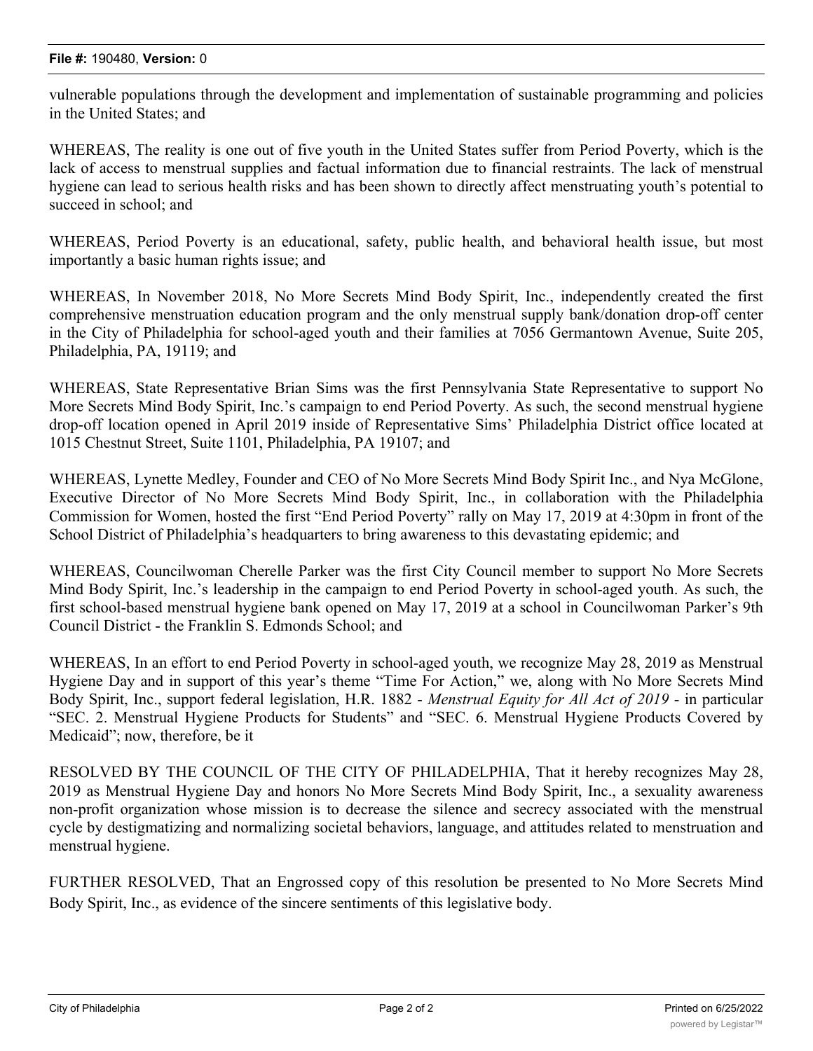vulnerable populations through the development and implementation of sustainable programming and policies in the United States; and

WHEREAS, The reality is one out of five youth in the United States suffer from Period Poverty, which is the lack of access to menstrual supplies and factual information due to financial restraints. The lack of menstrual hygiene can lead to serious health risks and has been shown to directly affect menstruating youth's potential to succeed in school; and

WHEREAS, Period Poverty is an educational, safety, public health, and behavioral health issue, but most importantly a basic human rights issue; and

WHEREAS, In November 2018, No More Secrets Mind Body Spirit, Inc., independently created the first comprehensive menstruation education program and the only menstrual supply bank/donation drop-off center in the City of Philadelphia for school-aged youth and their families at 7056 Germantown Avenue, Suite 205, Philadelphia, PA, 19119; and

WHEREAS, State Representative Brian Sims was the first Pennsylvania State Representative to support No More Secrets Mind Body Spirit, Inc.'s campaign to end Period Poverty. As such, the second menstrual hygiene drop-off location opened in April 2019 inside of Representative Sims' Philadelphia District office located at 1015 Chestnut Street, Suite 1101, Philadelphia, PA 19107; and

WHEREAS, Lynette Medley, Founder and CEO of No More Secrets Mind Body Spirit Inc., and Nya McGlone, Executive Director of No More Secrets Mind Body Spirit, Inc., in collaboration with the Philadelphia Commission for Women, hosted the first "End Period Poverty" rally on May 17, 2019 at 4:30pm in front of the School District of Philadelphia's headquarters to bring awareness to this devastating epidemic; and

WHEREAS, Councilwoman Cherelle Parker was the first City Council member to support No More Secrets Mind Body Spirit, Inc.'s leadership in the campaign to end Period Poverty in school-aged youth. As such, the first school-based menstrual hygiene bank opened on May 17, 2019 at a school in Councilwoman Parker's 9th Council District - the Franklin S. Edmonds School; and

WHEREAS, In an effort to end Period Poverty in school-aged youth, we recognize May 28, 2019 as Menstrual Hygiene Day and in support of this year's theme "Time For Action," we, along with No More Secrets Mind Body Spirit, Inc., support federal legislation, H.R. 1882 - *Menstrual Equity for All Act of 2019* - in particular "SEC. 2. Menstrual Hygiene Products for Students" and "SEC. 6. Menstrual Hygiene Products Covered by Medicaid"; now, therefore, be it

RESOLVED BY THE COUNCIL OF THE CITY OF PHILADELPHIA, That it hereby recognizes May 28, 2019 as Menstrual Hygiene Day and honors No More Secrets Mind Body Spirit, Inc., a sexuality awareness non-profit organization whose mission is to decrease the silence and secrecy associated with the menstrual cycle by destigmatizing and normalizing societal behaviors, language, and attitudes related to menstruation and menstrual hygiene.

FURTHER RESOLVED, That an Engrossed copy of this resolution be presented to No More Secrets Mind Body Spirit, Inc., as evidence of the sincere sentiments of this legislative body.